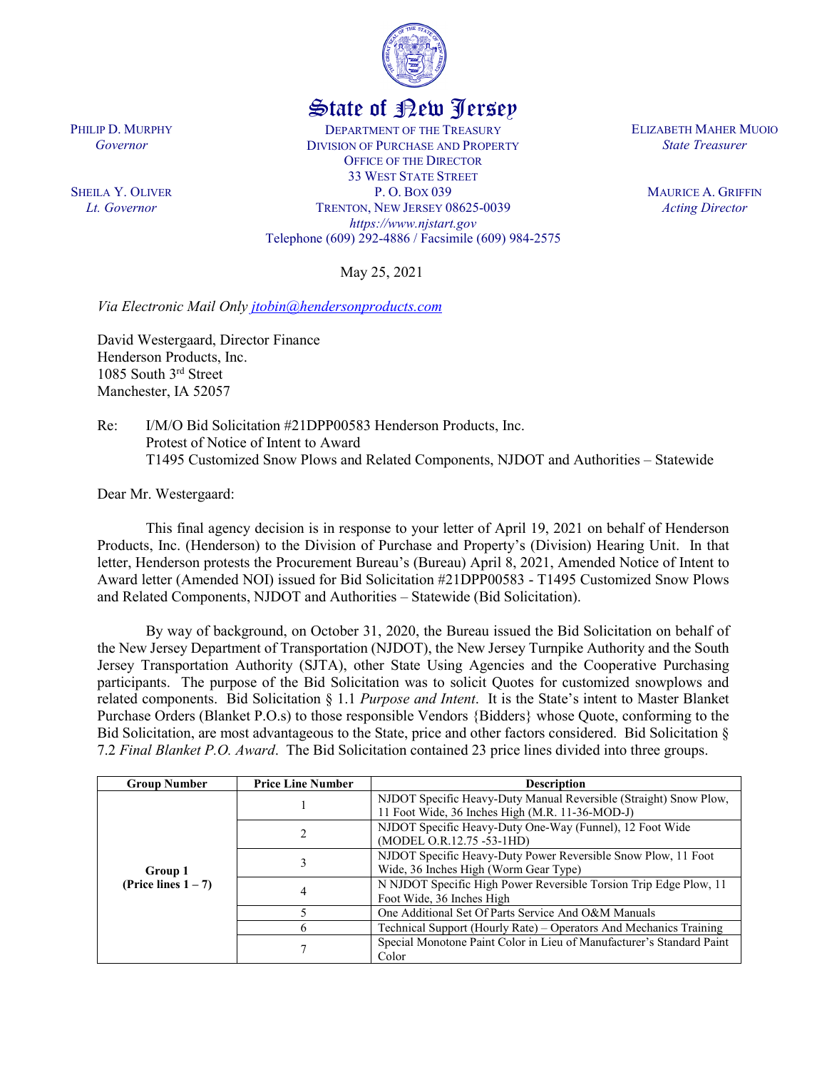# State of New Jersey

PHILIP D. MURPHY
*Governor*

SHEILA Y. OLIVER
*Lt. Governor*

DEPARTMENT OF THE TREASURY
DIVISION OF PURCHASE AND PROPERTY
OFFICE OF THE DIRECTOR
33 WEST STATE STREET
P. O. BOX 039
TRENTON, NEW JERSEY 08625-0039
*https://www.njstart.gov*
Telephone (609) 292-4886 / Facsimile (609) 984-2575

ELIZABETH MAHER MUOIO
*State Treasurer*

MAURICE A. GRIFFIN
*Acting Director*

May 25, 2021

*Via Electronic Mail Only jtobin@hendersonproducts.com*

David Westergaard, Director Finance
Henderson Products, Inc.
1085 South 3rd Street
Manchester, IA 52057

Re: I/M/O Bid Solicitation #21DPP00583 Henderson Products, Inc.
Protest of Notice of Intent to Award
T1495 Customized Snow Plows and Related Components, NJDOT and Authorities – Statewide

Dear Mr. Westergaard:

This final agency decision is in response to your letter of April 19, 2021 on behalf of Henderson Products, Inc. (Henderson) to the Division of Purchase and Property's (Division) Hearing Unit. In that letter, Henderson protests the Procurement Bureau's (Bureau) April 8, 2021, Amended Notice of Intent to Award letter (Amended NOI) issued for Bid Solicitation #21DPP00583 - T1495 Customized Snow Plows and Related Components, NJDOT and Authorities – Statewide (Bid Solicitation).

By way of background, on October 31, 2020, the Bureau issued the Bid Solicitation on behalf of the New Jersey Department of Transportation (NJDOT), the New Jersey Turnpike Authority and the South Jersey Transportation Authority (SJTA), other State Using Agencies and the Cooperative Purchasing participants. The purpose of the Bid Solicitation was to solicit Quotes for customized snowplows and related components. Bid Solicitation § 1.1 *Purpose and Intent*. It is the State's intent to Master Blanket Purchase Orders (Blanket P.O.s) to those responsible Vendors {Bidders} whose Quote, conforming to the Bid Solicitation, are most advantageous to the State, price and other factors considered. Bid Solicitation § 7.2 *Final Blanket P.O. Award*. The Bid Solicitation contained 23 price lines divided into three groups.

| Group Number | Price Line Number | Description |
|---|---|---|
| **Group 1 (Price lines 1 – 7)** | 1 | NJDOT Specific Heavy-Duty Manual Reversible (Straight) Snow Plow, 11 Foot Wide, 36 Inches High (M.R. 11-36-MOD-J) |
| | 2 | NJDOT Specific Heavy-Duty One-Way (Funnel), 12 Foot Wide (MODEL O.R.12.75 -53-1HD) |
| | 3 | NJDOT Specific Heavy-Duty Power Reversible Snow Plow, 11 Foot Wide, 36 Inches High (Worm Gear Type) |
| | 4 | N NJDOT Specific High Power Reversible Torsion Trip Edge Plow, 11 Foot Wide, 36 Inches High |
| | 5 | One Additional Set Of Parts Service And O&M Manuals |
| | 6 | Technical Support (Hourly Rate) – Operators And Mechanics Training |
| | 7 | Special Monotone Paint Color in Lieu of Manufacturer's Standard Paint Color |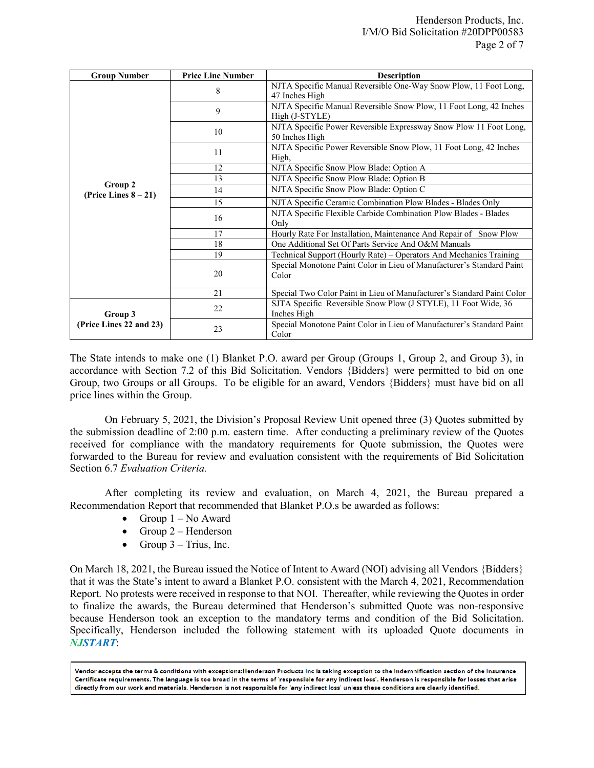| Group Number | Price Line Number | Description |
|---|---|---|
| Group 2 (Price Lines 8 – 21) | 8 | NJTA Specific Manual Reversible One-Way Snow Plow, 11 Foot Long, 47 Inches High |
| | 9 | NJTA Specific Manual Reversible Snow Plow, 11 Foot Long, 42 Inches High (J-STYLE) |
| | 10 | NJTA Specific Power Reversible Expressway Snow Plow 11 Foot Long, 50 Inches High |
| | 11 | NJTA Specific Power Reversible Snow Plow, 11 Foot Long, 42 Inches High, |
| | 12 | NJTA Specific Snow Plow Blade: Option A |
| | 13 | NJTA Specific Snow Plow Blade: Option B |
| | 14 | NJTA Specific Snow Plow Blade: Option C |
| | 15 | NJTA Specific Ceramic Combination Plow Blades - Blades Only |
| | 16 | NJTA Specific Flexible Carbide Combination Plow Blades - Blades Only |
| | 17 | Hourly Rate For Installation, Maintenance And Repair of Snow Plow |
| | 18 | One Additional Set Of Parts Service And O&M Manuals |
| | 19 | Technical Support (Hourly Rate) – Operators And Mechanics Training |
| | 20 | Special Monotone Paint Color in Lieu of Manufacturer's Standard Paint Color |
| | 21 | Special Two Color Paint in Lieu of Manufacturer's Standard Paint Color |
| Group 3 (Price Lines 22 and 23) | 22 | SJTA Specific Reversible Snow Plow (J STYLE), 11 Foot Wide, 36 Inches High |
| | 23 | Special Monotone Paint Color in Lieu of Manufacturer's Standard Paint Color |

The State intends to make one (1) Blanket P.O. award per Group (Groups 1, Group 2, and Group 3), in accordance with Section 7.2 of this Bid Solicitation. Vendors {Bidders} were permitted to bid on one Group, two Groups or all Groups. To be eligible for an award, Vendors {Bidders} must have bid on all price lines within the Group.

On February 5, 2021, the Division's Proposal Review Unit opened three (3) Quotes submitted by the submission deadline of 2:00 p.m. eastern time. After conducting a preliminary review of the Quotes received for compliance with the mandatory requirements for Quote submission, the Quotes were forwarded to the Bureau for review and evaluation consistent with the requirements of Bid Solicitation Section 6.7 *Evaluation Criteria.*

After completing its review and evaluation, on March 4, 2021, the Bureau prepared a Recommendation Report that recommended that Blanket P.O.s be awarded as follows:

- Group 1 – No Award
- Group 2 – Henderson
- Group 3 – Trius, Inc.

On March 18, 2021, the Bureau issued the Notice of Intent to Award (NOI) advising all Vendors {Bidders} that it was the State's intent to award a Blanket P.O. consistent with the March 4, 2021, Recommendation Report. No protests were received in response to that NOI. Thereafter, while reviewing the Quotes in order to finalize the awards, the Bureau determined that Henderson's submitted Quote was non-responsive because Henderson took an exception to the mandatory terms and condition of the Bid Solicitation. Specifically, Henderson included the following statement with its uploaded Quote documents in ***NJSTART***:

> **Vendor accepts the terms & conditions with exceptions:Henderson Products Inc is taking exception to the Indemnification section of the Insurance Certificate requirements. The language is too broad in the terms of 'responsible for any indirect loss'. Henderson is responsible for losses that arise directly from our work and materials. Henderson is not responsible for 'any indirect loss' unless these conditions are clearly identified.**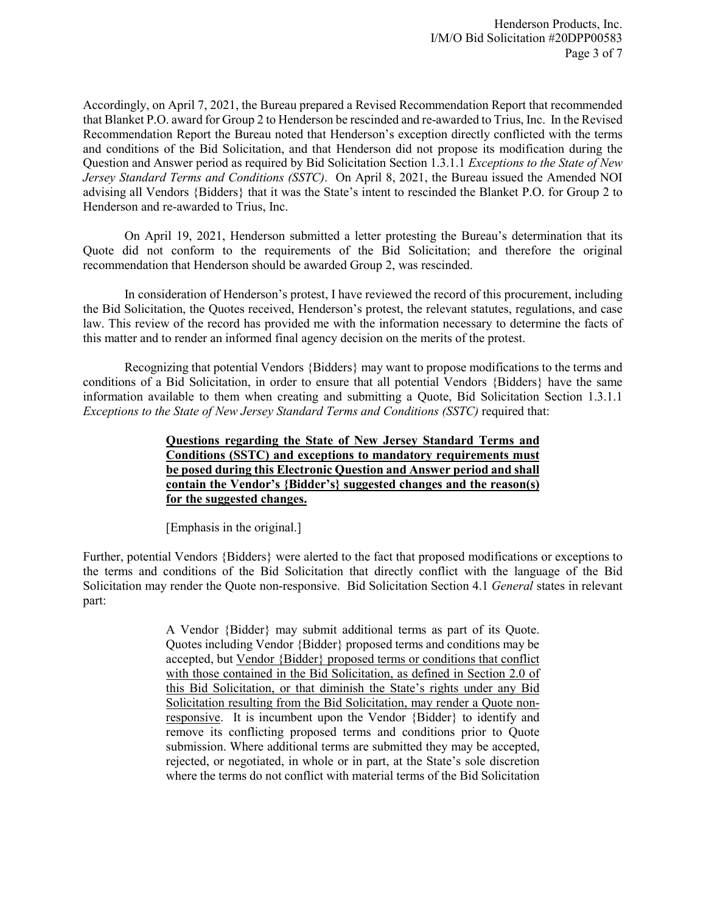Accordingly, on April 7, 2021, the Bureau prepared a Revised Recommendation Report that recommended that Blanket P.O. award for Group 2 to Henderson be rescinded and re-awarded to Trius, Inc. In the Revised Recommendation Report the Bureau noted that Henderson's exception directly conflicted with the terms and conditions of the Bid Solicitation, and that Henderson did not propose its modification during the Question and Answer period as required by Bid Solicitation Section 1.3.1.1 *Exceptions to the State of New Jersey Standard Terms and Conditions (SSTC)*. On April 8, 2021, the Bureau issued the Amended NOI advising all Vendors {Bidders} that it was the State's intent to rescinded the Blanket P.O. for Group 2 to Henderson and re-awarded to Trius, Inc.

On April 19, 2021, Henderson submitted a letter protesting the Bureau's determination that its Quote did not conform to the requirements of the Bid Solicitation; and therefore the original recommendation that Henderson should be awarded Group 2, was rescinded.

In consideration of Henderson's protest, I have reviewed the record of this procurement, including the Bid Solicitation, the Quotes received, Henderson's protest, the relevant statutes, regulations, and case law. This review of the record has provided me with the information necessary to determine the facts of this matter and to render an informed final agency decision on the merits of the protest.

Recognizing that potential Vendors {Bidders} may want to propose modifications to the terms and conditions of a Bid Solicitation, in order to ensure that all potential Vendors {Bidders} have the same information available to them when creating and submitting a Quote, Bid Solicitation Section 1.3.1.1 *Exceptions to the State of New Jersey Standard Terms and Conditions (SSTC)* required that:

> **<u>Questions regarding the State of New Jersey Standard Terms and Conditions (SSTC) and exceptions to mandatory requirements must be posed during this Electronic Question and Answer period and shall contain the Vendor's {Bidder's} suggested changes and the reason(s) for the suggested changes.</u>**
>
> [Emphasis in the original.]

Further, potential Vendors {Bidders} were alerted to the fact that proposed modifications or exceptions to the terms and conditions of the Bid Solicitation that directly conflict with the language of the Bid Solicitation may render the Quote non-responsive. Bid Solicitation Section 4.1 *General* states in relevant part:

> A Vendor {Bidder} may submit additional terms as part of its Quote. Quotes including Vendor {Bidder} proposed terms and conditions may be accepted, but <u>Vendor {Bidder} proposed terms or conditions that conflict with those contained in the Bid Solicitation, as defined in Section 2.0 of this Bid Solicitation, or that diminish the State's rights under any Bid Solicitation resulting from the Bid Solicitation, may render a Quote non-responsive</u>. It is incumbent upon the Vendor {Bidder} to identify and remove its conflicting proposed terms and conditions prior to Quote submission. Where additional terms are submitted they may be accepted, rejected, or negotiated, in whole or in part, at the State's sole discretion where the terms do not conflict with material terms of the Bid Solicitation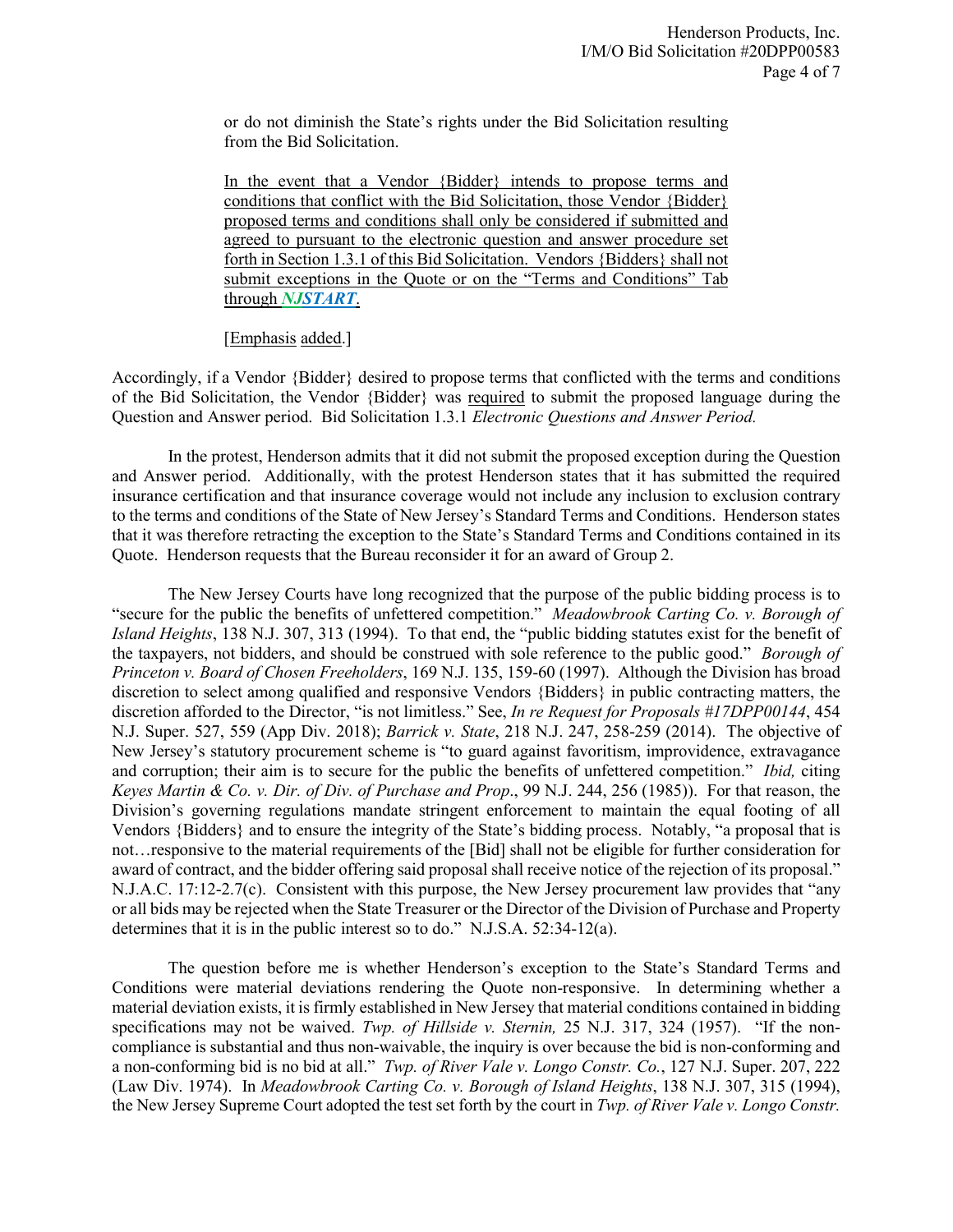> or do not diminish the State's rights under the Bid Solicitation resulting from the Bid Solicitation.
>
> <u>In the event that a Vendor {Bidder} intends to propose terms and conditions that conflict with the Bid Solicitation, those Vendor {Bidder} proposed terms and conditions shall only be considered if submitted and agreed to pursuant to the electronic question and answer procedure set forth in Section 1.3.1 of this Bid Solicitation. Vendors {Bidders} shall not submit exceptions in the Quote or on the "Terms and Conditions" Tab through *NJSTART*.</u>
>
> [<u>Emphasis</u> <u>added</u>.]

Accordingly, if a Vendor {Bidder} desired to propose terms that conflicted with the terms and conditions of the Bid Solicitation, the Vendor {Bidder} was <u>required</u> to submit the proposed language during the Question and Answer period. Bid Solicitation 1.3.1 *Electronic Questions and Answer Period.*

In the protest, Henderson admits that it did not submit the proposed exception during the Question and Answer period. Additionally, with the protest Henderson states that it has submitted the required insurance certification and that insurance coverage would not include any inclusion to exclusion contrary to the terms and conditions of the State of New Jersey's Standard Terms and Conditions. Henderson states that it was therefore retracting the exception to the State's Standard Terms and Conditions contained in its Quote. Henderson requests that the Bureau reconsider it for an award of Group 2.

The New Jersey Courts have long recognized that the purpose of the public bidding process is to "secure for the public the benefits of unfettered competition." *Meadowbrook Carting Co. v. Borough of Island Heights*, 138 N.J. 307, 313 (1994). To that end, the "public bidding statutes exist for the benefit of the taxpayers, not bidders, and should be construed with sole reference to the public good." *Borough of Princeton v. Board of Chosen Freeholders*, 169 N.J. 135, 159-60 (1997). Although the Division has broad discretion to select among qualified and responsive Vendors {Bidders} in public contracting matters, the discretion afforded to the Director, "is not limitless." See, *In re Request for Proposals #17DPP00144*, 454 N.J. Super. 527, 559 (App Div. 2018); *Barrick v. State*, 218 N.J. 247, 258-259 (2014). The objective of New Jersey's statutory procurement scheme is "to guard against favoritism, improvidence, extravagance and corruption; their aim is to secure for the public the benefits of unfettered competition." *Ibid,* citing *Keyes Martin & Co. v. Dir. of Div. of Purchase and Prop*., 99 N.J. 244, 256 (1985)). For that reason, the Division's governing regulations mandate stringent enforcement to maintain the equal footing of all Vendors {Bidders} and to ensure the integrity of the State's bidding process. Notably, "a proposal that is not…responsive to the material requirements of the [Bid] shall not be eligible for further consideration for award of contract, and the bidder offering said proposal shall receive notice of the rejection of its proposal." N.J.A.C. 17:12-2.7(c). Consistent with this purpose, the New Jersey procurement law provides that "any or all bids may be rejected when the State Treasurer or the Director of the Division of Purchase and Property determines that it is in the public interest so to do." N.J.S.A. 52:34-12(a).

The question before me is whether Henderson's exception to the State's Standard Terms and Conditions were material deviations rendering the Quote non-responsive. In determining whether a material deviation exists, it is firmly established in New Jersey that material conditions contained in bidding specifications may not be waived. *Twp. of Hillside v. Sternin,* 25 N.J. 317, 324 (1957). "If the non-compliance is substantial and thus non-waivable, the inquiry is over because the bid is non-conforming and a non-conforming bid is no bid at all." *Twp. of River Vale v. Longo Constr. Co.*, 127 N.J. Super. 207, 222 (Law Div. 1974). In *Meadowbrook Carting Co. v. Borough of Island Heights*, 138 N.J. 307, 315 (1994), the New Jersey Supreme Court adopted the test set forth by the court in *Twp. of River Vale v. Longo Constr.*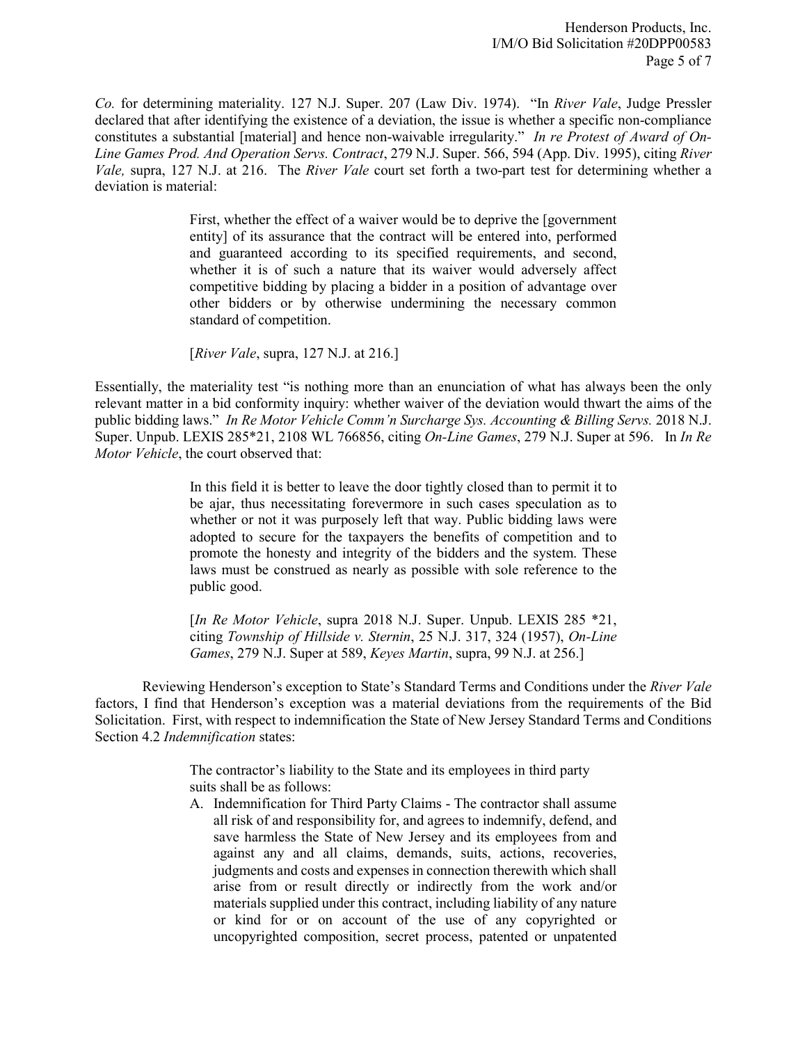*Co.* for determining materiality. 127 N.J. Super. 207 (Law Div. 1974). "In *River Vale*, Judge Pressler declared that after identifying the existence of a deviation, the issue is whether a specific non-compliance constitutes a substantial [material] and hence non-waivable irregularity." *In re Protest of Award of On-Line Games Prod. And Operation Servs. Contract*, 279 N.J. Super. 566, 594 (App. Div. 1995), citing *River Vale,* supra, 127 N.J. at 216. The *River Vale* court set forth a two-part test for determining whether a deviation is material:

> First, whether the effect of a waiver would be to deprive the [government entity] of its assurance that the contract will be entered into, performed and guaranteed according to its specified requirements, and second, whether it is of such a nature that its waiver would adversely affect competitive bidding by placing a bidder in a position of advantage over other bidders or by otherwise undermining the necessary common standard of competition.
>
> [*River Vale*, supra, 127 N.J. at 216.]

Essentially, the materiality test "is nothing more than an enunciation of what has always been the only relevant matter in a bid conformity inquiry: whether waiver of the deviation would thwart the aims of the public bidding laws." *In Re Motor Vehicle Comm'n Surcharge Sys. Accounting & Billing Servs.* 2018 N.J. Super. Unpub. LEXIS 285*21, 2108 WL 766856, citing *On-Line Games*, 279 N.J. Super at 596. In *In Re Motor Vehicle*, the court observed that:

> In this field it is better to leave the door tightly closed than to permit it to be ajar, thus necessitating forevermore in such cases speculation as to whether or not it was purposely left that way. Public bidding laws were adopted to secure for the taxpayers the benefits of competition and to promote the honesty and integrity of the bidders and the system. These laws must be construed as nearly as possible with sole reference to the public good.
>
> [*In Re Motor Vehicle*, supra 2018 N.J. Super. Unpub. LEXIS 285 *21, citing *Township of Hillside v. Sternin*, 25 N.J. 317, 324 (1957), *On-Line Games*, 279 N.J. Super at 589, *Keyes Martin*, supra, 99 N.J. at 256.]

Reviewing Henderson's exception to State's Standard Terms and Conditions under the *River Vale* factors, I find that Henderson's exception was a material deviations from the requirements of the Bid Solicitation. First, with respect to indemnification the State of New Jersey Standard Terms and Conditions Section 4.2 *Indemnification* states:

> The contractor's liability to the State and its employees in third party suits shall be as follows:
>
> A. Indemnification for Third Party Claims - The contractor shall assume all risk of and responsibility for, and agrees to indemnify, defend, and save harmless the State of New Jersey and its employees from and against any and all claims, demands, suits, actions, recoveries, judgments and costs and expenses in connection therewith which shall arise from or result directly or indirectly from the work and/or materials supplied under this contract, including liability of any nature or kind for or on account of the use of any copyrighted or uncopyrighted composition, secret process, patented or unpatented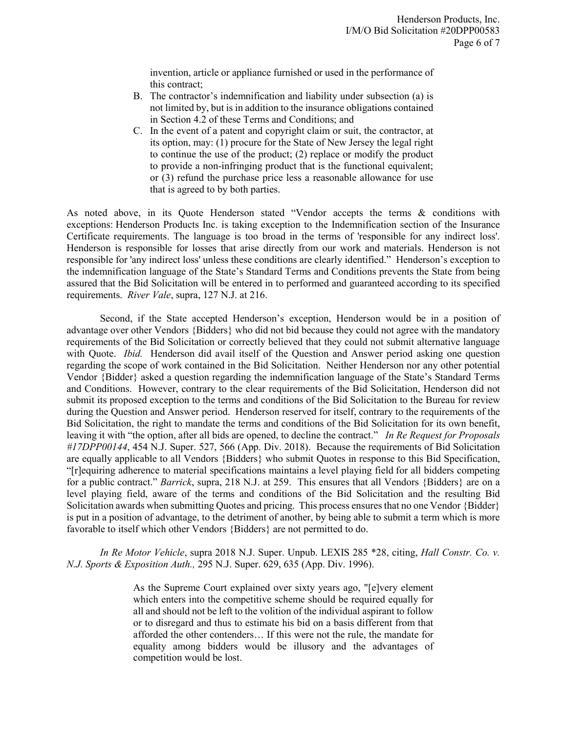invention, article or appliance furnished or used in the performance of this contract;

B. The contractor's indemnification and liability under subsection (a) is not limited by, but is in addition to the insurance obligations contained in Section 4.2 of these Terms and Conditions; and

C. In the event of a patent and copyright claim or suit, the contractor, at its option, may: (1) procure for the State of New Jersey the legal right to continue the use of the product; (2) replace or modify the product to provide a non-infringing product that is the functional equivalent; or (3) refund the purchase price less a reasonable allowance for use that is agreed to by both parties.

As noted above, in its Quote Henderson stated "Vendor accepts the terms & conditions with exceptions: Henderson Products Inc. is taking exception to the Indemnification section of the Insurance Certificate requirements. The language is too broad in the terms of 'responsible for any indirect loss'. Henderson is responsible for losses that arise directly from our work and materials. Henderson is not responsible for 'any indirect loss' unless these conditions are clearly identified." Henderson's exception to the indemnification language of the State's Standard Terms and Conditions prevents the State from being assured that the Bid Solicitation will be entered in to performed and guaranteed according to its specified requirements. *River Vale*, supra, 127 N.J. at 216.

Second, if the State accepted Henderson's exception, Henderson would be in a position of advantage over other Vendors {Bidders} who did not bid because they could not agree with the mandatory requirements of the Bid Solicitation or correctly believed that they could not submit alternative language with Quote. *Ibid.* Henderson did avail itself of the Question and Answer period asking one question regarding the scope of work contained in the Bid Solicitation. Neither Henderson nor any other potential Vendor {Bidder} asked a question regarding the indemnification language of the State's Standard Terms and Conditions. However, contrary to the clear requirements of the Bid Solicitation, Henderson did not submit its proposed exception to the terms and conditions of the Bid Solicitation to the Bureau for review during the Question and Answer period. Henderson reserved for itself, contrary to the requirements of the Bid Solicitation, the right to mandate the terms and conditions of the Bid Solicitation for its own benefit, leaving it with "the option, after all bids are opened, to decline the contract." *In Re Request for Proposals #17DPP00144*, 454 N.J. Super. 527, 566 (App. Div. 2018). Because the requirements of Bid Solicitation are equally applicable to all Vendors {Bidders} who submit Quotes in response to this Bid Specification, "[r]equiring adherence to material specifications maintains a level playing field for all bidders competing for a public contract." *Barrick*, supra, 218 N.J. at 259. This ensures that all Vendors {Bidders} are on a level playing field, aware of the terms and conditions of the Bid Solicitation and the resulting Bid Solicitation awards when submitting Quotes and pricing. This process ensures that no one Vendor {Bidder} is put in a position of advantage, to the detriment of another, by being able to submit a term which is more favorable to itself which other Vendors {Bidders} are not permitted to do.

*In Re Motor Vehicle*, supra 2018 N.J. Super. Unpub. LEXIS 285 *28, citing, *Hall Constr. Co. v. N.J. Sports & Exposition Auth.,* 295 N.J. Super. 629, 635 (App. Div. 1996).

> As the Supreme Court explained over sixty years ago, "[e]very element which enters into the competitive scheme should be required equally for all and should not be left to the volition of the individual aspirant to follow or to disregard and thus to estimate his bid on a basis different from that afforded the other contenders… If this were not the rule, the mandate for equality among bidders would be illusory and the advantages of competition would be lost.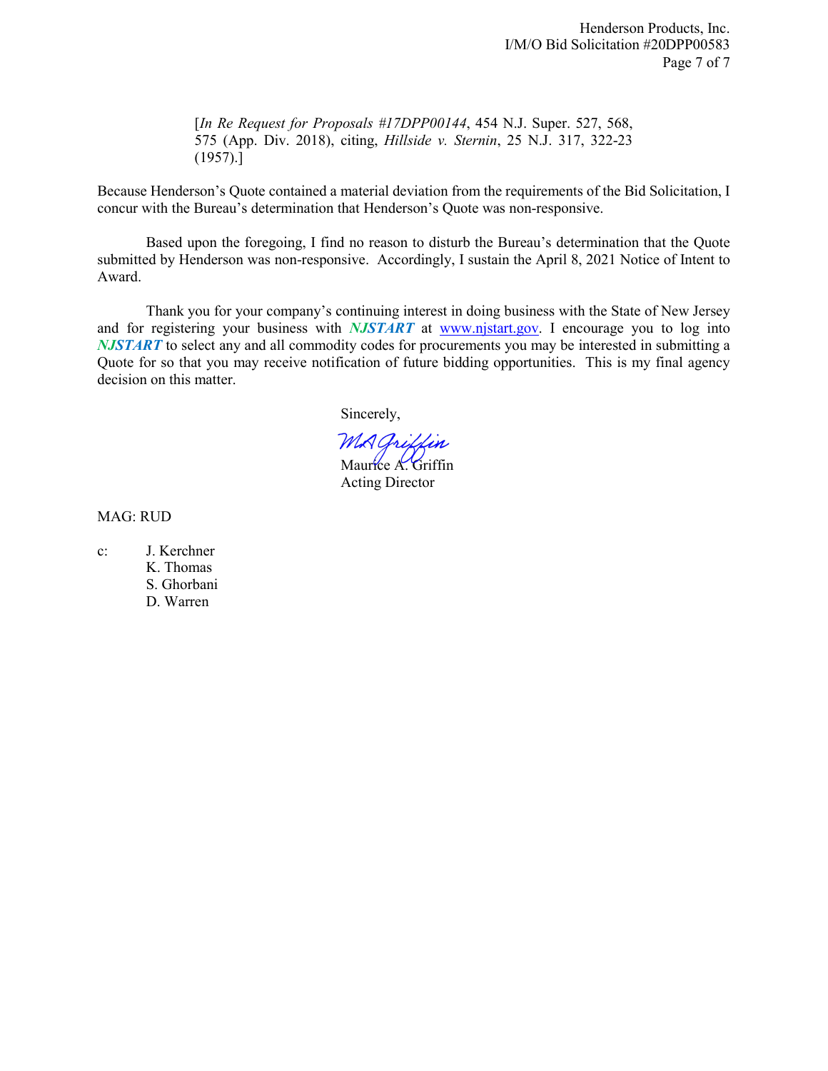[*In Re Request for Proposals #17DPP00144*, 454 N.J. Super. 527, 568, 575 (App. Div. 2018), citing, *Hillside v. Sternin*, 25 N.J. 317, 322-23 (1957).]

Because Henderson's Quote contained a material deviation from the requirements of the Bid Solicitation, I concur with the Bureau's determination that Henderson's Quote was non-responsive.

Based upon the foregoing, I find no reason to disturb the Bureau's determination that the Quote submitted by Henderson was non-responsive. Accordingly, I sustain the April 8, 2021 Notice of Intent to Award.

Thank you for your company's continuing interest in doing business with the State of New Jersey and for registering your business with ***NJSTART*** at www.njstart.gov. I encourage you to log into ***NJSTART*** to select any and all commodity codes for procurements you may be interested in submitting a Quote for so that you may receive notification of future bidding opportunities. This is my final agency decision on this matter.

Sincerely,

MA Griffin

Maurice A. Griffin
Acting Director

MAG: RUD

c: J. Kerchner
K. Thomas
S. Ghorbani
D. Warren